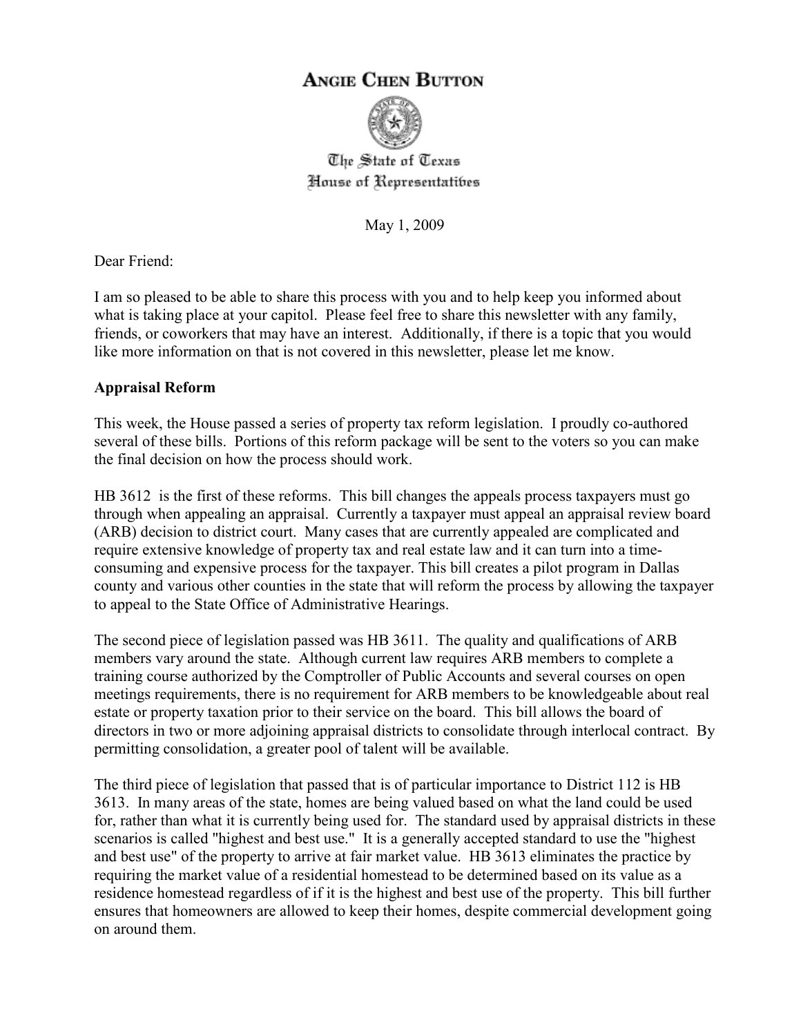# Angie Chen Button

The State of Texas
House of Representatives

May 1, 2009

Dear Friend:

I am so pleased to be able to share this process with you and to help keep you informed about what is taking place at your capitol. Please feel free to share this newsletter with any family, friends, or coworkers that may have an interest. Additionally, if there is a topic that you would like more information on that is not covered in this newsletter, please let me know.

**Appraisal Reform**

This week, the House passed a series of property tax reform legislation. I proudly co-authored several of these bills. Portions of this reform package will be sent to the voters so you can make the final decision on how the process should work.

HB 3612 is the first of these reforms. This bill changes the appeals process taxpayers must go through when appealing an appraisal. Currently a taxpayer must appeal an appraisal review board (ARB) decision to district court. Many cases that are currently appealed are complicated and require extensive knowledge of property tax and real estate law and it can turn into a time-consuming and expensive process for the taxpayer. This bill creates a pilot program in Dallas county and various other counties in the state that will reform the process by allowing the taxpayer to appeal to the State Office of Administrative Hearings.

The second piece of legislation passed was HB 3611. The quality and qualifications of ARB members vary around the state. Although current law requires ARB members to complete a training course authorized by the Comptroller of Public Accounts and several courses on open meetings requirements, there is no requirement for ARB members to be knowledgeable about real estate or property taxation prior to their service on the board. This bill allows the board of directors in two or more adjoining appraisal districts to consolidate through interlocal contract. By permitting consolidation, a greater pool of talent will be available.

The third piece of legislation that passed that is of particular importance to District 112 is HB 3613. In many areas of the state, homes are being valued based on what the land could be used for, rather than what it is currently being used for. The standard used by appraisal districts in these scenarios is called "highest and best use." It is a generally accepted standard to use the "highest and best use" of the property to arrive at fair market value. HB 3613 eliminates the practice by requiring the market value of a residential homestead to be determined based on its value as a residence homestead regardless of if it is the highest and best use of the property. This bill further ensures that homeowners are allowed to keep their homes, despite commercial development going on around them.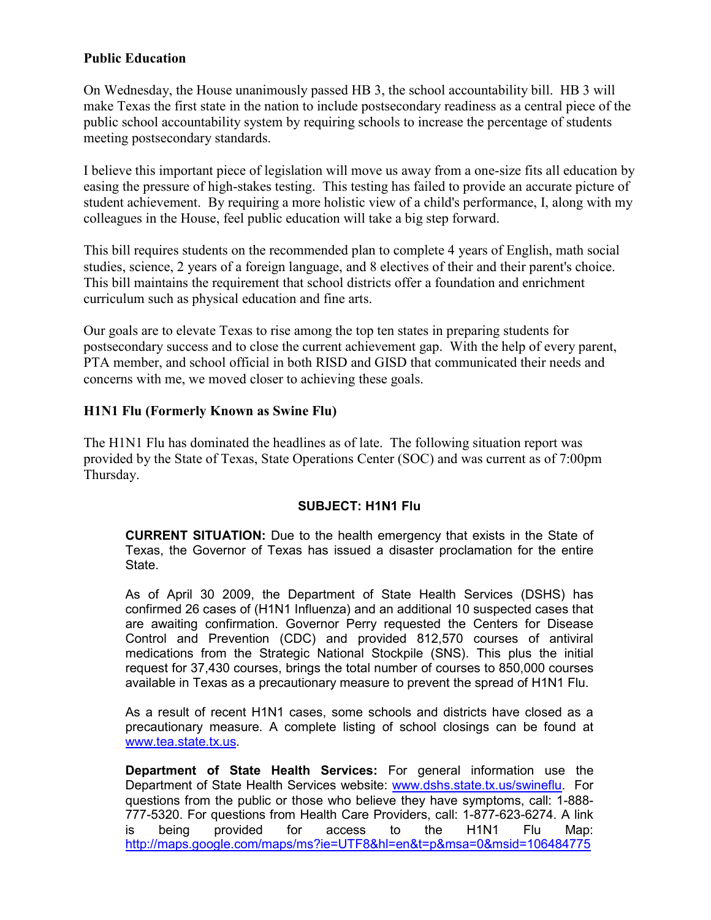**Public Education**

On Wednesday, the House unanimously passed HB 3, the school accountability bill. HB 3 will make Texas the first state in the nation to include postsecondary readiness as a central piece of the public school accountability system by requiring schools to increase the percentage of students meeting postsecondary standards.

I believe this important piece of legislation will move us away from a one-size fits all education by easing the pressure of high-stakes testing. This testing has failed to provide an accurate picture of student achievement. By requiring a more holistic view of a child's performance, I, along with my colleagues in the House, feel public education will take a big step forward.

This bill requires students on the recommended plan to complete 4 years of English, math social studies, science, 2 years of a foreign language, and 8 electives of their and their parent's choice. This bill maintains the requirement that school districts offer a foundation and enrichment curriculum such as physical education and fine arts.

Our goals are to elevate Texas to rise among the top ten states in preparing students for postsecondary success and to close the current achievement gap. With the help of every parent, PTA member, and school official in both RISD and GISD that communicated their needs and concerns with me, we moved closer to achieving these goals.

**H1N1 Flu (Formerly Known as Swine Flu)**

The H1N1 Flu has dominated the headlines as of late. The following situation report was provided by the State of Texas, State Operations Center (SOC) and was current as of 7:00pm Thursday.

**SUBJECT: H1N1 Flu**

**CURRENT SITUATION:** Due to the health emergency that exists in the State of Texas, the Governor of Texas has issued a disaster proclamation for the entire State.

As of April 30 2009, the Department of State Health Services (DSHS) has confirmed 26 cases of (H1N1 Influenza) and an additional 10 suspected cases that are awaiting confirmation. Governor Perry requested the Centers for Disease Control and Prevention (CDC) and provided 812,570 courses of antiviral medications from the Strategic National Stockpile (SNS). This plus the initial request for 37,430 courses, brings the total number of courses to 850,000 courses available in Texas as a precautionary measure to prevent the spread of H1N1 Flu.

As a result of recent H1N1 cases, some schools and districts have closed as a precautionary measure. A complete listing of school closings can be found at www.tea.state.tx.us.

**Department of State Health Services:** For general information use the Department of State Health Services website: www.dshs.state.tx.us/swineflu. For questions from the public or those who believe they have symptoms, call: 1-888-777-5320. For questions from Health Care Providers, call: 1-877-623-6274. A link is being provided for access to the H1N1 Flu Map: http://maps.google.com/maps/ms?ie=UTF8&hl=en&t=p&msa=0&msid=106484775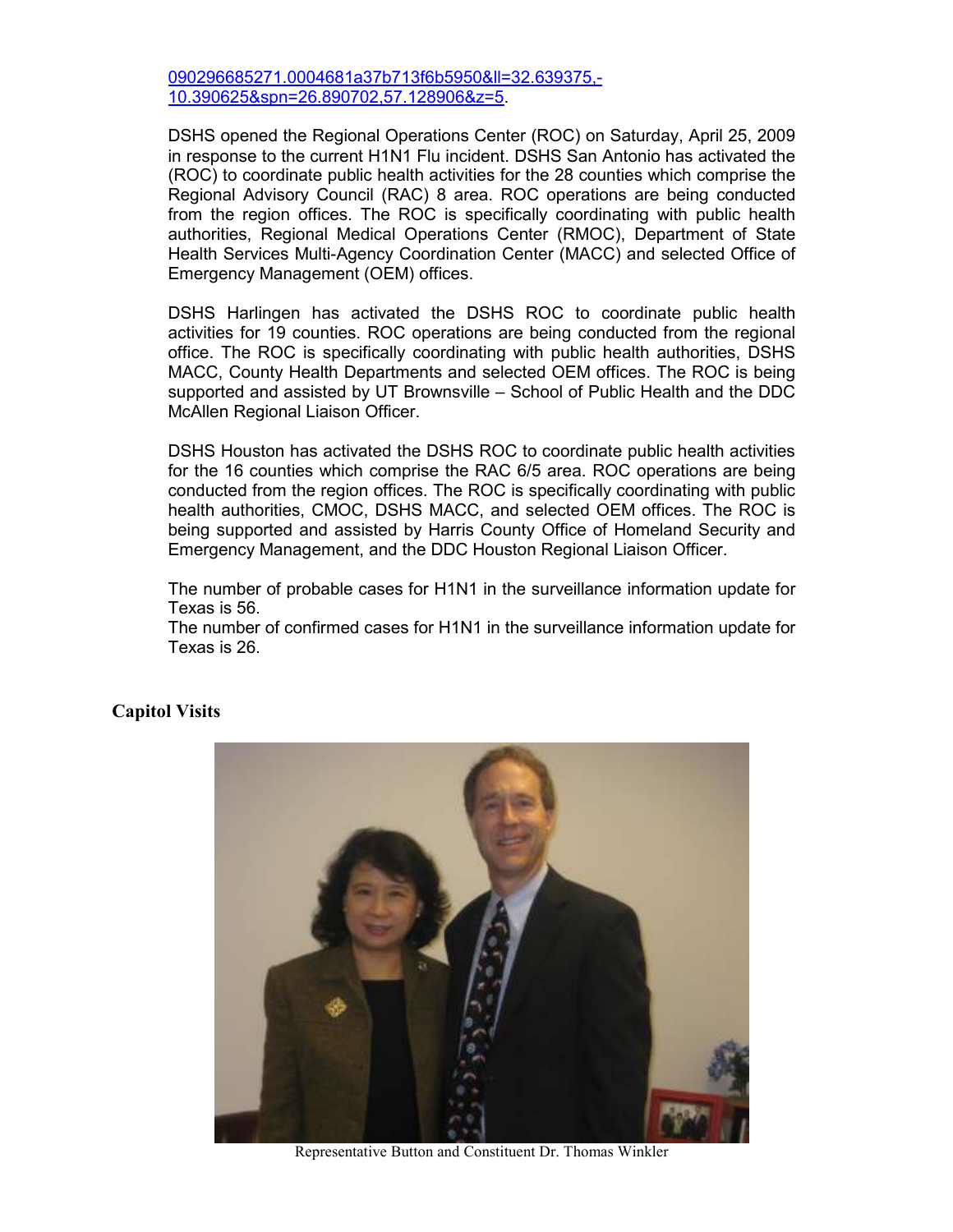090296685271.0004681a37b713f6b5950&ll=32.639375,-10.390625&spn=26.890702,57.128906&z=5.

DSHS opened the Regional Operations Center (ROC) on Saturday, April 25, 2009 in response to the current H1N1 Flu incident. DSHS San Antonio has activated the (ROC) to coordinate public health activities for the 28 counties which comprise the Regional Advisory Council (RAC) 8 area. ROC operations are being conducted from the region offices. The ROC is specifically coordinating with public health authorities, Regional Medical Operations Center (RMOC), Department of State Health Services Multi-Agency Coordination Center (MACC) and selected Office of Emergency Management (OEM) offices.

DSHS Harlingen has activated the DSHS ROC to coordinate public health activities for 19 counties. ROC operations are being conducted from the regional office. The ROC is specifically coordinating with public health authorities, DSHS MACC, County Health Departments and selected OEM offices. The ROC is being supported and assisted by UT Brownsville – School of Public Health and the DDC McAllen Regional Liaison Officer.

DSHS Houston has activated the DSHS ROC to coordinate public health activities for the 16 counties which comprise the RAC 6/5 area. ROC operations are being conducted from the region offices. The ROC is specifically coordinating with public health authorities, CMOC, DSHS MACC, and selected OEM offices. The ROC is being supported and assisted by Harris County Office of Homeland Security and Emergency Management, and the DDC Houston Regional Liaison Officer.

The number of probable cases for H1N1 in the surveillance information update for Texas is 56.
The number of confirmed cases for H1N1 in the surveillance information update for Texas is 26.

## Capitol Visits

Representative Button and Constituent Dr. Thomas Winkler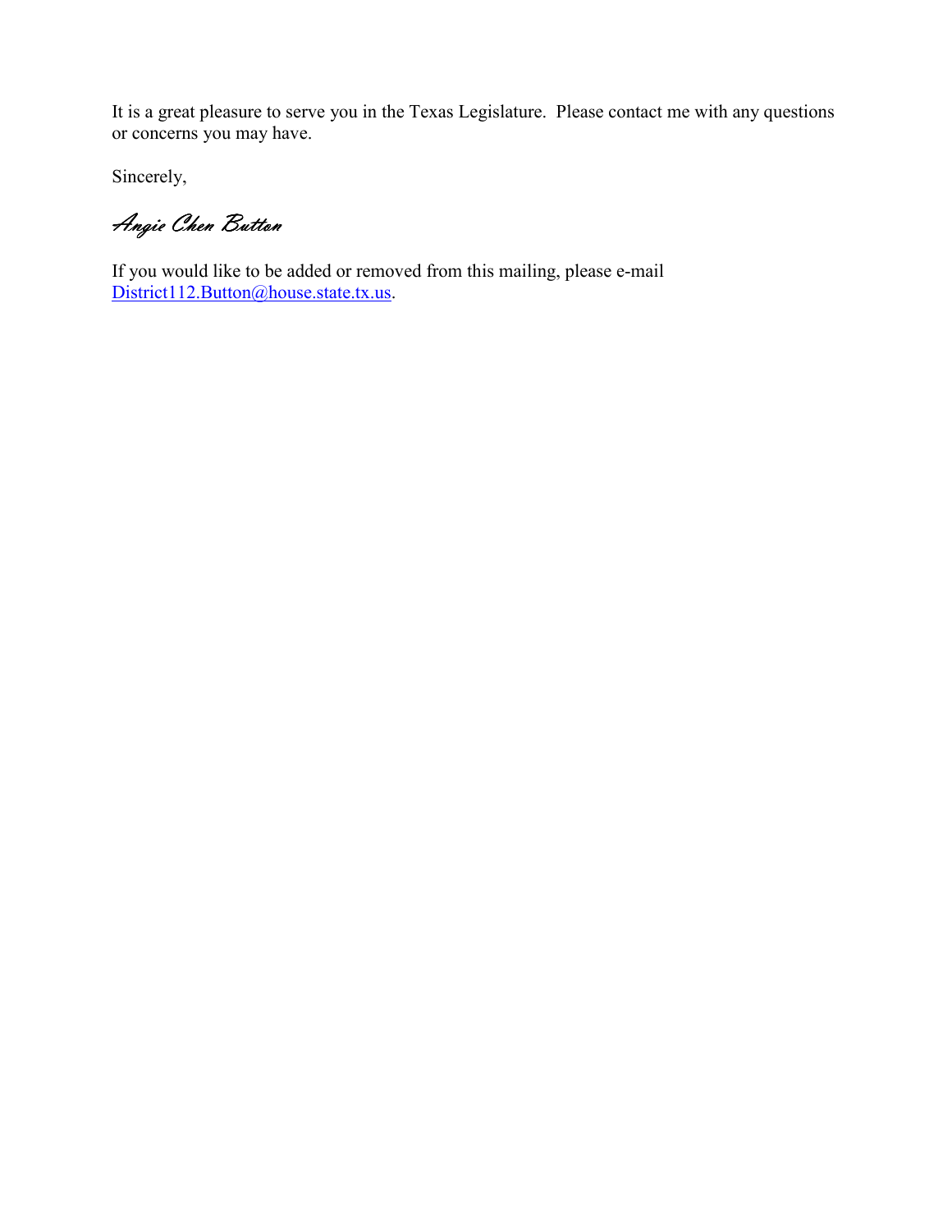It is a great pleasure to serve you in the Texas Legislature. Please contact me with any questions or concerns you may have.

Sincerely,

*Angie Chen Button*

If you would like to be added or removed from this mailing, please e-mail District112.Button@house.state.tx.us.